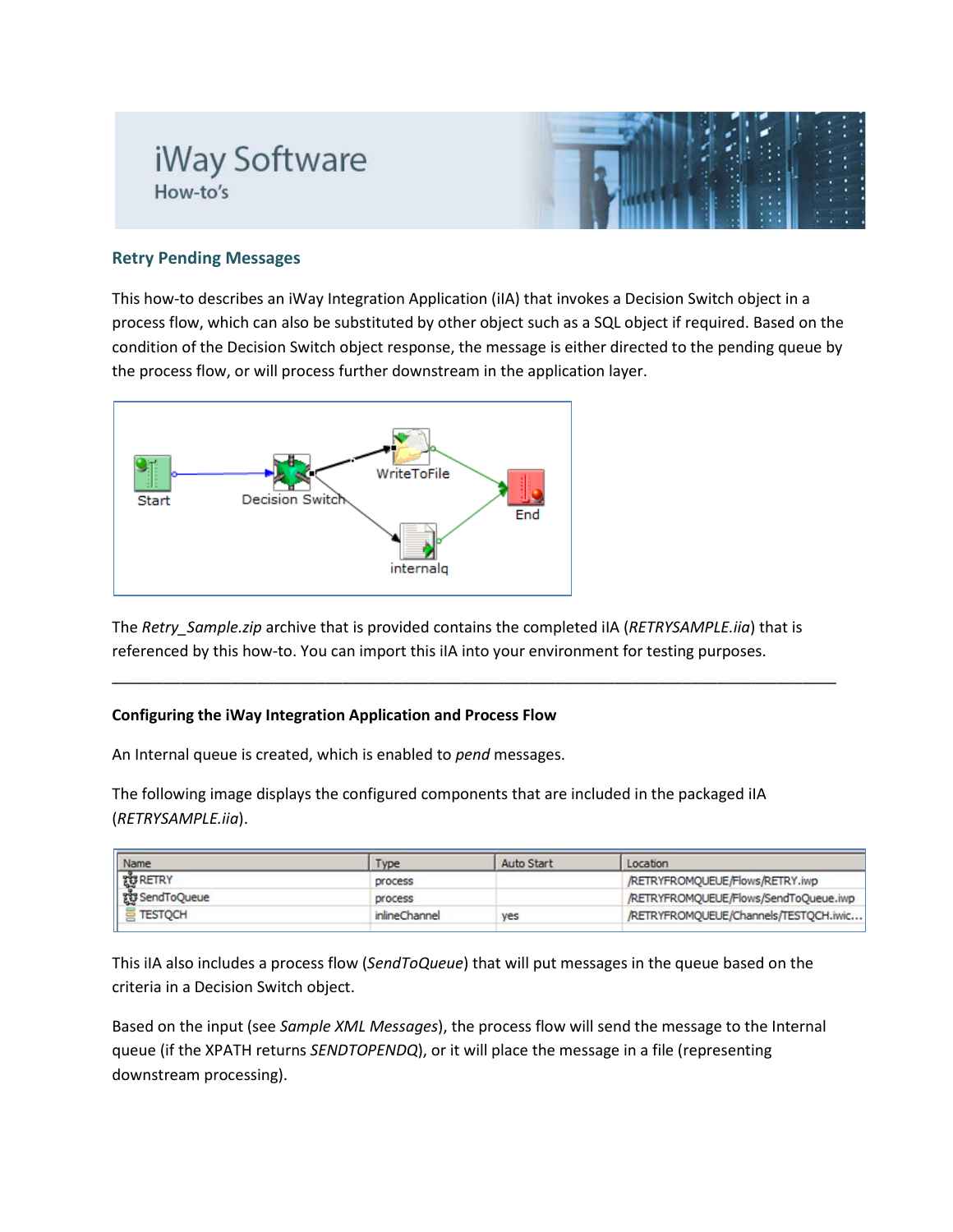# iWay Software

How-to's

## Retry Pending Messages

This how-to describes an iWay Integration Application (iIA) that invokes a Decision Switch object in a process flow, which can also be substituted by other object such as a SQL object if required. Based on the condition of the Decision Switch object response, the message is either directed to the pending queue by the process flow, or will process further downstream in the application layer.

The *Retry_Sample.zip* archive that is provided contains the completed iIA (*RETRYSAMPLE.iia*) that is referenced by this how-to. You can import this iIA into your environment for testing purposes.

---

### Configuring the iWay Integration Application and Process Flow

An Internal queue is created, which is enabled to *pend* messages.

The following image displays the configured components that are included in the packaged iIA (*RETRYSAMPLE.iia*).

| Name | Type | Auto Start | Location |
| --- | --- | --- | --- |
| RETRY | process | | /RETRYFROMQUEUE/Flows/RETRY.iwp |
| SendToQueue | process | | /RETRYFROMQUEUE/Flows/SendToQueue.iwp |
| TESTQCH | inlineChannel | yes | /RETRYFROMQUEUE/Channels/TESTQCH.iwic... |

This iIA also includes a process flow (*SendToQueue*) that will put messages in the queue based on the criteria in a Decision Switch object.

Based on the input (see *Sample XML Messages*), the process flow will send the message to the Internal queue (if the XPATH returns *SENDTOPENDQ*), or it will place the message in a file (representing downstream processing).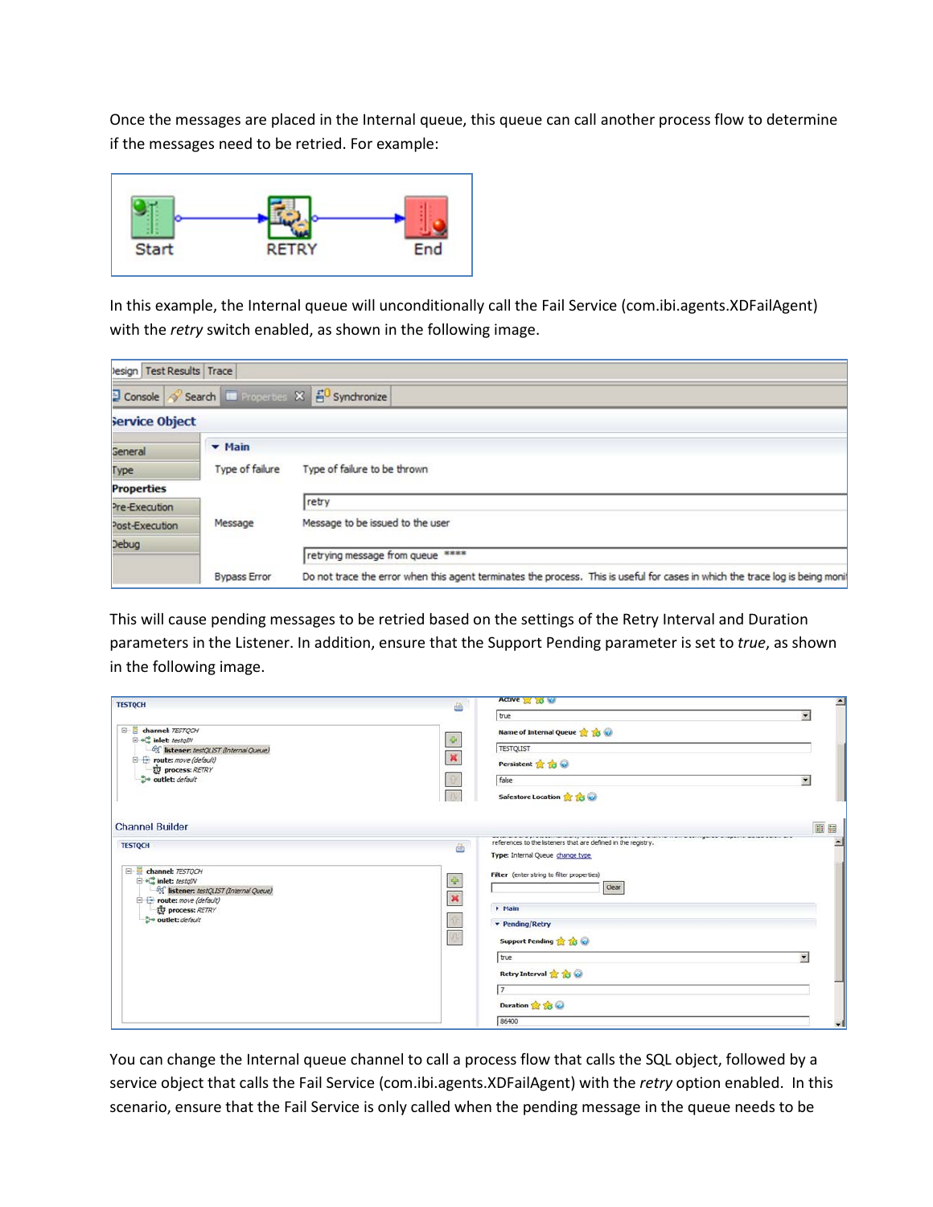Once the messages are placed in the Internal queue, this queue can call another process flow to determine if the messages need to be retried. For example:

In this example, the Internal queue will unconditionally call the Fail Service (com.ibi.agents.XDFailAgent) with the *retry* switch enabled, as shown in the following image.

This will cause pending messages to be retried based on the settings of the Retry Interval and Duration parameters in the Listener. In addition, ensure that the Support Pending parameter is set to *true*, as shown in the following image.

You can change the Internal queue channel to call a process flow that calls the SQL object, followed by a service object that calls the Fail Service (com.ibi.agents.XDFailAgent) with the *retry* option enabled. In this scenario, ensure that the Fail Service is only called when the pending message in the queue needs to be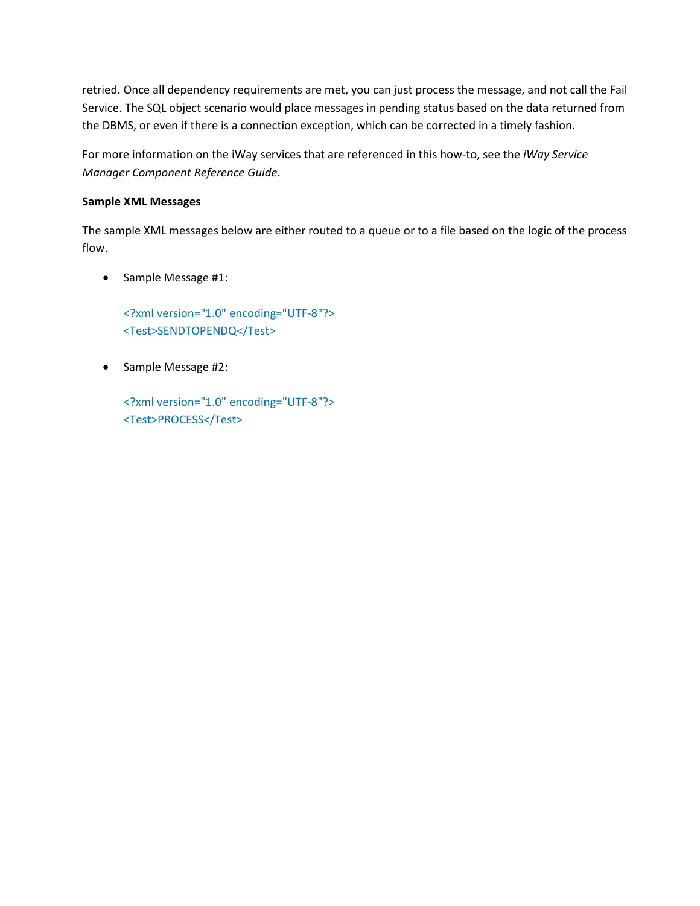retried. Once all dependency requirements are met, you can just process the message, and not call the Fail Service. The SQL object scenario would place messages in pending status based on the data returned from the DBMS, or even if there is a connection exception, which can be corrected in a timely fashion.

For more information on the iWay services that are referenced in this how-to, see the *iWay Service Manager Component Reference Guide*.

**Sample XML Messages**

The sample XML messages below are either routed to a queue or to a file based on the logic of the process flow.

- Sample Message #1:

  ```
  <?xml version="1.0" encoding="UTF-8"?>
  <Test>SENDTOPENDQ</Test>
  ```

- Sample Message #2:

  ```
  <?xml version="1.0" encoding="UTF-8"?>
  <Test>PROCESS</Test>
  ```